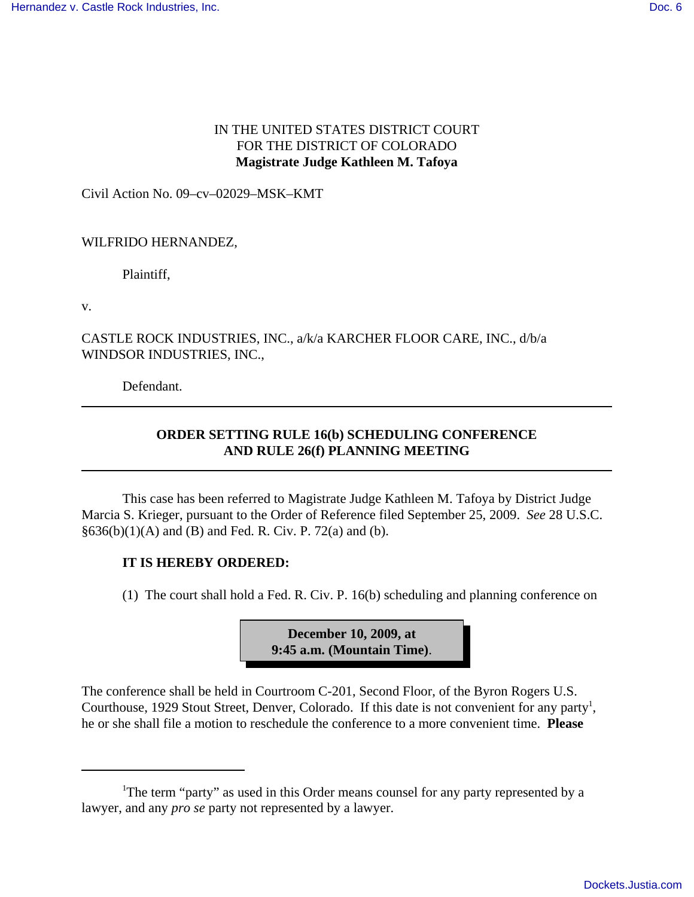IN THE UNITED STATES DISTRICT COURT
FOR THE DISTRICT OF COLORADO
**Magistrate Judge Kathleen M. Tafoya**

Civil Action No. 09–cv–02029–MSK–KMT

WILFRIDO HERNANDEZ,

Plaintiff,

v.

CASTLE ROCK INDUSTRIES, INC., a/k/a KARCHER FLOOR CARE, INC., d/b/a WINDSOR INDUSTRIES, INC.,

Defendant.

---

**ORDER SETTING RULE 16(b) SCHEDULING CONFERENCE AND RULE 26(f) PLANNING MEETING**

---

This case has been referred to Magistrate Judge Kathleen M. Tafoya by District Judge Marcia S. Krieger, pursuant to the Order of Reference filed September 25, 2009. *See* 28 U.S.C. §636(b)(1)(A) and (B) and Fed. R. Civ. P. 72(a) and (b).

**IT IS HEREBY ORDERED:**

(1) The court shall hold a Fed. R. Civ. P. 16(b) scheduling and planning conference on

**December 10, 2009, at 9:45 a.m. (Mountain Time)**.

The conference shall be held in Courtroom C-201, Second Floor, of the Byron Rogers U.S. Courthouse, 1929 Stout Street, Denver, Colorado. If this date is not convenient for any party[1], he or she shall file a motion to reschedule the conference to a more convenient time. **Please**

---

[1]The term "party" as used in this Order means counsel for any party represented by a lawyer, and any *pro se* party not represented by a lawyer.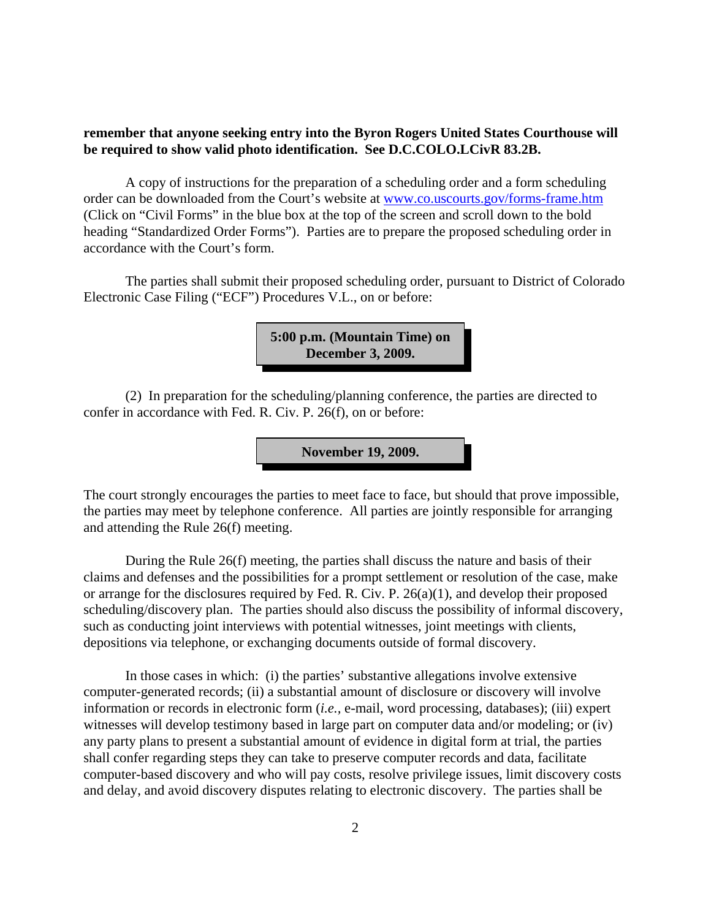**remember that anyone seeking entry into the Byron Rogers United States Courthouse will be required to show valid photo identification. See D.C.COLO.LCivR 83.2B.**

A copy of instructions for the preparation of a scheduling order and a form scheduling order can be downloaded from the Court's website at www.co.uscourts.gov/forms-frame.htm (Click on "Civil Forms" in the blue box at the top of the screen and scroll down to the bold heading "Standardized Order Forms"). Parties are to prepare the proposed scheduling order in accordance with the Court's form.

The parties shall submit their proposed scheduling order, pursuant to District of Colorado Electronic Case Filing ("ECF") Procedures V.L., on or before:

**5:00 p.m. (Mountain Time) on December 3, 2009.**

(2) In preparation for the scheduling/planning conference, the parties are directed to confer in accordance with Fed. R. Civ. P. 26(f), on or before:

**November 19, 2009.**

The court strongly encourages the parties to meet face to face, but should that prove impossible, the parties may meet by telephone conference. All parties are jointly responsible for arranging and attending the Rule 26(f) meeting.

During the Rule 26(f) meeting, the parties shall discuss the nature and basis of their claims and defenses and the possibilities for a prompt settlement or resolution of the case, make or arrange for the disclosures required by Fed. R. Civ. P. 26(a)(1), and develop their proposed scheduling/discovery plan. The parties should also discuss the possibility of informal discovery, such as conducting joint interviews with potential witnesses, joint meetings with clients, depositions via telephone, or exchanging documents outside of formal discovery.

In those cases in which: (i) the parties' substantive allegations involve extensive computer-generated records; (ii) a substantial amount of disclosure or discovery will involve information or records in electronic form (*i.e.,* e-mail, word processing, databases); (iii) expert witnesses will develop testimony based in large part on computer data and/or modeling; or (iv) any party plans to present a substantial amount of evidence in digital form at trial, the parties shall confer regarding steps they can take to preserve computer records and data, facilitate computer-based discovery and who will pay costs, resolve privilege issues, limit discovery costs and delay, and avoid discovery disputes relating to electronic discovery. The parties shall be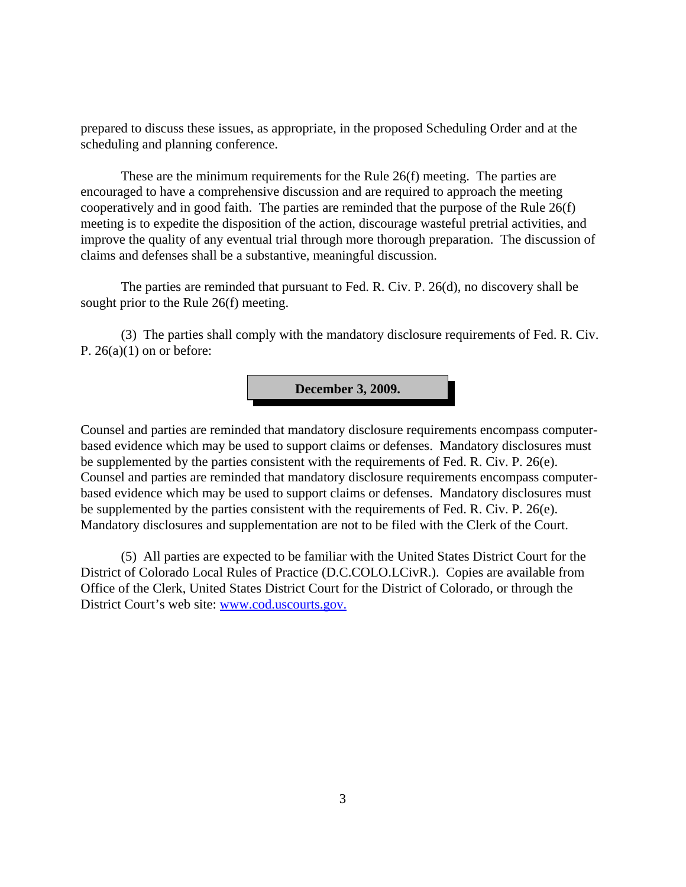prepared to discuss these issues, as appropriate, in the proposed Scheduling Order and at the scheduling and planning conference.

These are the minimum requirements for the Rule 26(f) meeting. The parties are encouraged to have a comprehensive discussion and are required to approach the meeting cooperatively and in good faith. The parties are reminded that the purpose of the Rule 26(f) meeting is to expedite the disposition of the action, discourage wasteful pretrial activities, and improve the quality of any eventual trial through more thorough preparation. The discussion of claims and defenses shall be a substantive, meaningful discussion.

The parties are reminded that pursuant to Fed. R. Civ. P. 26(d), no discovery shall be sought prior to the Rule 26(f) meeting.

(3) The parties shall comply with the mandatory disclosure requirements of Fed. R. Civ. P. 26(a)(1) on or before:

**December 3, 2009.**

Counsel and parties are reminded that mandatory disclosure requirements encompass computer-based evidence which may be used to support claims or defenses. Mandatory disclosures must be supplemented by the parties consistent with the requirements of Fed. R. Civ. P. 26(e). Counsel and parties are reminded that mandatory disclosure requirements encompass computer-based evidence which may be used to support claims or defenses. Mandatory disclosures must be supplemented by the parties consistent with the requirements of Fed. R. Civ. P. 26(e). Mandatory disclosures and supplementation are not to be filed with the Clerk of the Court.

(5) All parties are expected to be familiar with the United States District Court for the District of Colorado Local Rules of Practice (D.C.COLO.LCivR.). Copies are available from Office of the Clerk, United States District Court for the District of Colorado, or through the District Court's web site: [www.cod.uscourts.gov.](http://www.cod.uscourts.gov)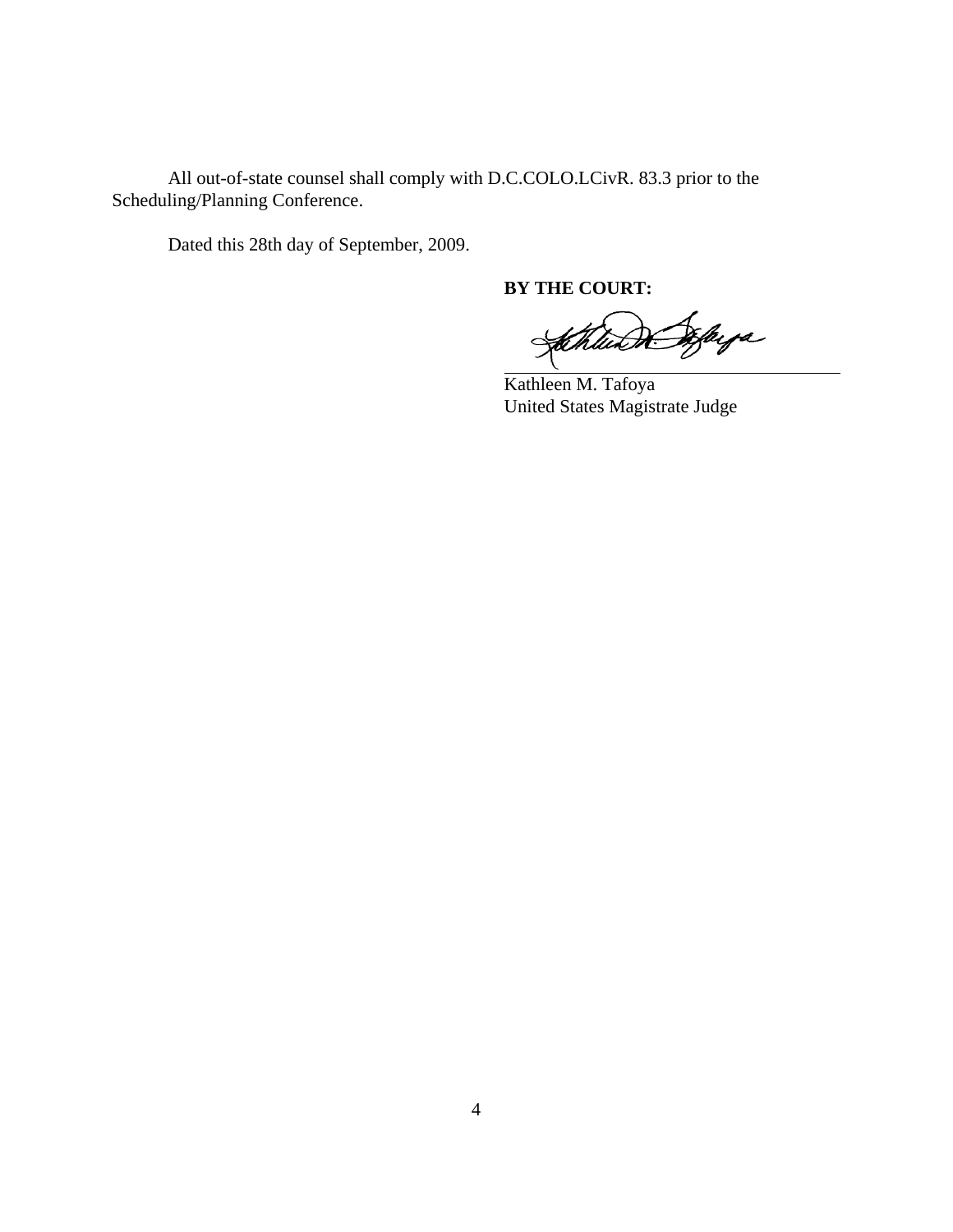All out-of-state counsel shall comply with D.C.COLO.LCivR. 83.3 prior to the Scheduling/Planning Conference.

Dated this 28th day of September, 2009.

**BY THE COURT:**

Kathleen M. Tafoya
United States Magistrate Judge